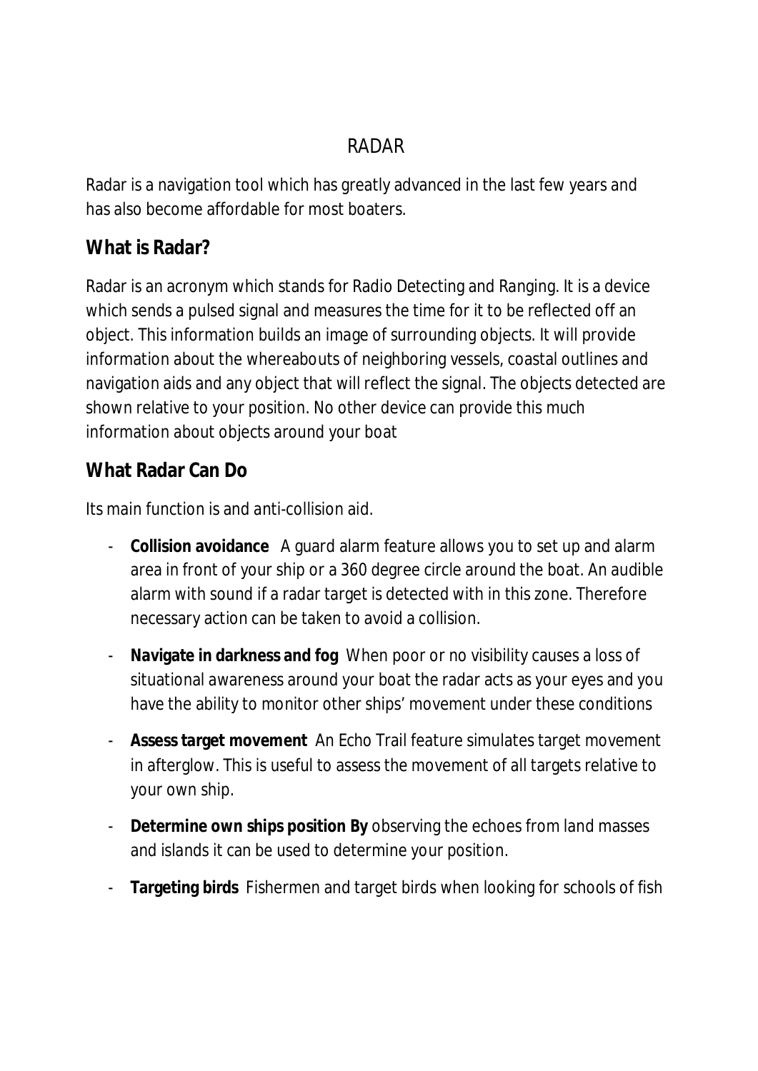# RADAR

Radar is a navigation tool which has greatly advanced in the last few years and has also become affordable for most boaters.

## What is Radar?

Radar is an acronym which stands for Radio Detecting and Ranging. It is a device which sends a pulsed signal and measures the time for it to be reflected off an object. This information builds an image of surrounding objects. It will provide information about the whereabouts of neighboring vessels, coastal outlines and navigation aids and any object that will reflect the signal. The objects detected are shown relative to your position. No other device can provide this much information about objects around your boat

## What Radar Can Do

Its main function is and anti-collision aid.

- **Collision avoidance** A guard alarm feature allows you to set up and alarm area in front of your ship or a 360 degree circle around the boat. An audible alarm with sound if a radar target is detected with in this zone. Therefore necessary action can be taken to avoid a collision.
- **Navigate in darkness and fog** When poor or no visibility causes a loss of situational awareness around your boat the radar acts as your eyes and you have the ability to monitor other ships' movement under these conditions
- **Assess target movement** An Echo Trail feature simulates target movement in afterglow. This is useful to assess the movement of all targets relative to your own ship.
- **Determine own ships position By** observing the echoes from land masses and islands it can be used to determine your position.
- **Targeting birds** Fishermen and target birds when looking for schools of fish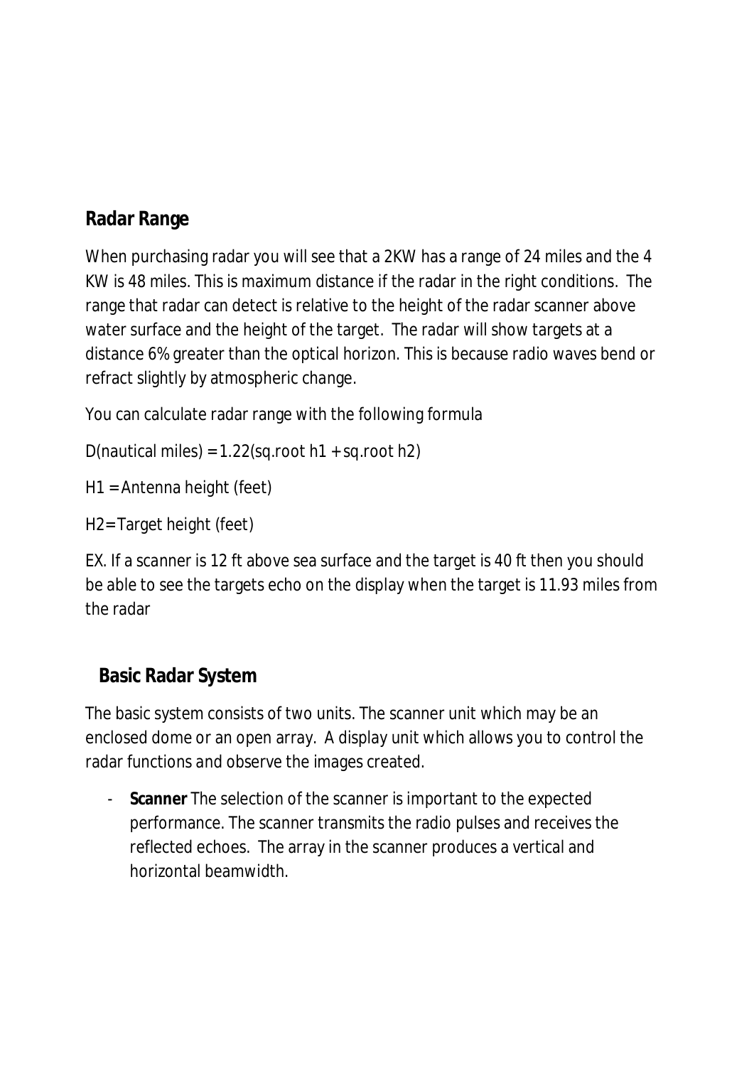## Radar Range

When purchasing radar you will see that a 2KW has a range of 24 miles and the 4 KW is 48 miles. This is maximum distance if the radar in the right conditions. The range that radar can detect is relative to the height of the radar scanner above water surface and the height of the target. The radar will show targets at a distance 6% greater than the optical horizon. This is because radio waves bend or refract slightly by atmospheric change.

You can calculate radar range with the following formula

D(nautical miles) = 1.22(sq.root h1 + sq.root h2)

H1 = Antenna height (feet)

H2= Target height (feet)

EX. If a scanner is 12 ft above sea surface and the target is 40 ft then you should be able to see the targets echo on the display when the target is 11.93 miles from the radar

## Basic Radar System

The basic system consists of two units. The scanner unit which may be an enclosed dome or an open array. A display unit which allows you to control the radar functions and observe the images created.

- **Scanner** The selection of the scanner is important to the expected performance. The scanner transmits the radio pulses and receives the reflected echoes. The array in the scanner produces a vertical and horizontal beamwidth.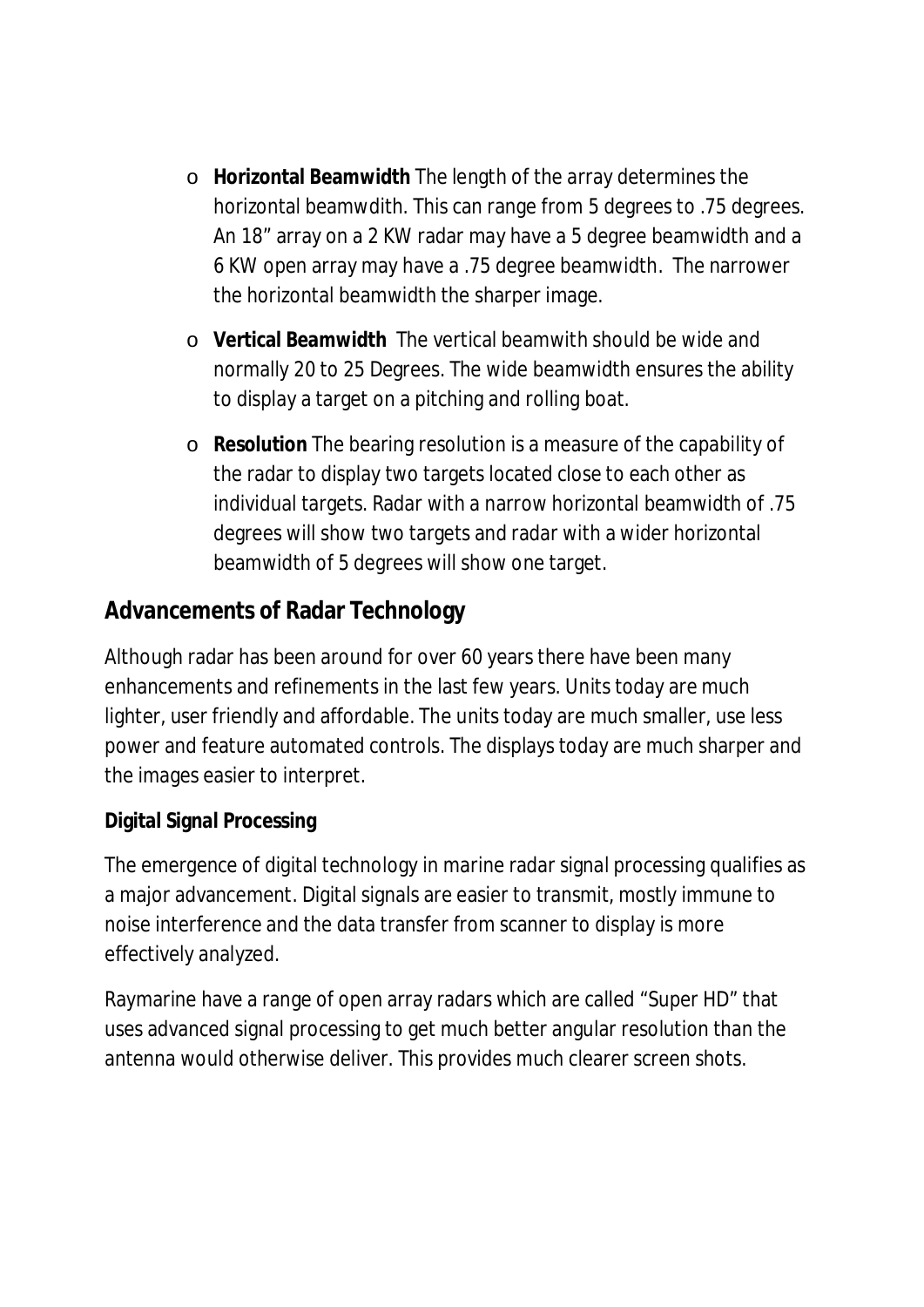- **Horizontal Beamwidth** The length of the array determines the horizontal beamwdith. This can range from 5 degrees to .75 degrees. An 18" array on a 2 KW radar may have a 5 degree beamwidth and a 6 KW open array may have a .75 degree beamwidth. The narrower the horizontal beamwidth the sharper image.
- **Vertical Beamwidth** The vertical beamwith should be wide and normally 20 to 25 Degrees. The wide beamwidth ensures the ability to display a target on a pitching and rolling boat.
- **Resolution** The bearing resolution is a measure of the capability of the radar to display two targets located close to each other as individual targets. Radar with a narrow horizontal beamwidth of .75 degrees will show two targets and radar with a wider horizontal beamwidth of 5 degrees will show one target.

## Advancements of Radar Technology

Although radar has been around for over 60 years there have been many enhancements and refinements in the last few years. Units today are much lighter, user friendly and affordable. The units today are much smaller, use less power and feature automated controls. The displays today are much sharper and the images easier to interpret.

### Digital Signal Processing

The emergence of digital technology in marine radar signal processing qualifies as a major advancement. Digital signals are easier to transmit, mostly immune to noise interference and the data transfer from scanner to display is more effectively analyzed.

Raymarine have a range of open array radars which are called "Super HD" that uses advanced signal processing to get much better angular resolution than the antenna would otherwise deliver. This provides much clearer screen shots.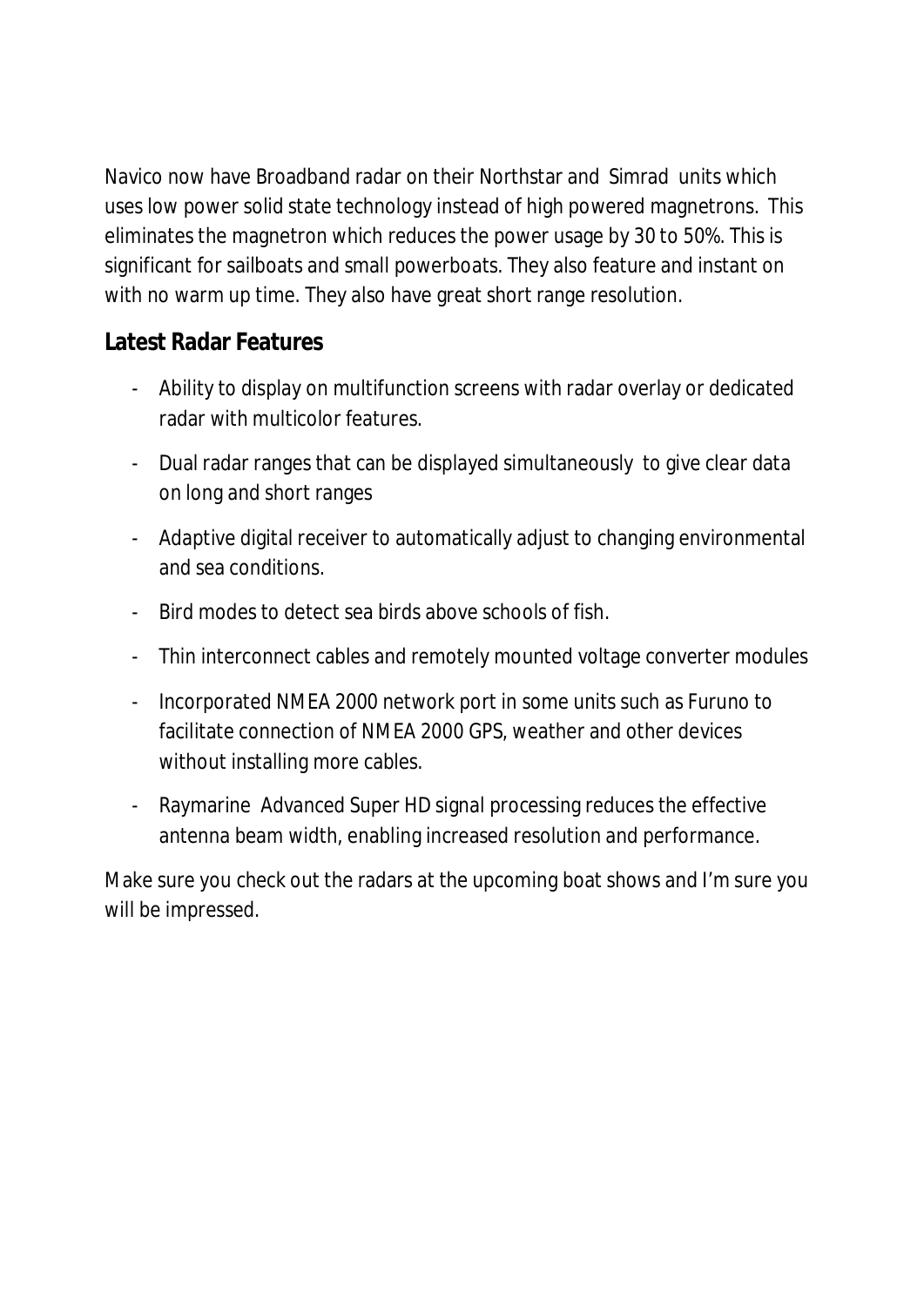Navico now have Broadband radar on their Northstar and Simrad units which uses low power solid state technology instead of high powered magnetrons. This eliminates the magnetron which reduces the power usage by 30 to 50%. This is significant for sailboats and small powerboats. They also feature and instant on with no warm up time. They also have great short range resolution.

## Latest Radar Features

- Ability to display on multifunction screens with radar overlay or dedicated radar with multicolor features.
- Dual radar ranges that can be displayed simultaneously to give clear data on long and short ranges
- Adaptive digital receiver to automatically adjust to changing environmental and sea conditions.
- Bird modes to detect sea birds above schools of fish.
- Thin interconnect cables and remotely mounted voltage converter modules
- Incorporated NMEA 2000 network port in some units such as Furuno to facilitate connection of NMEA 2000 GPS, weather and other devices without installing more cables.
- Raymarine Advanced Super HD signal processing reduces the effective antenna beam width, enabling increased resolution and performance.

Make sure you check out the radars at the upcoming boat shows and I'm sure you will be impressed.